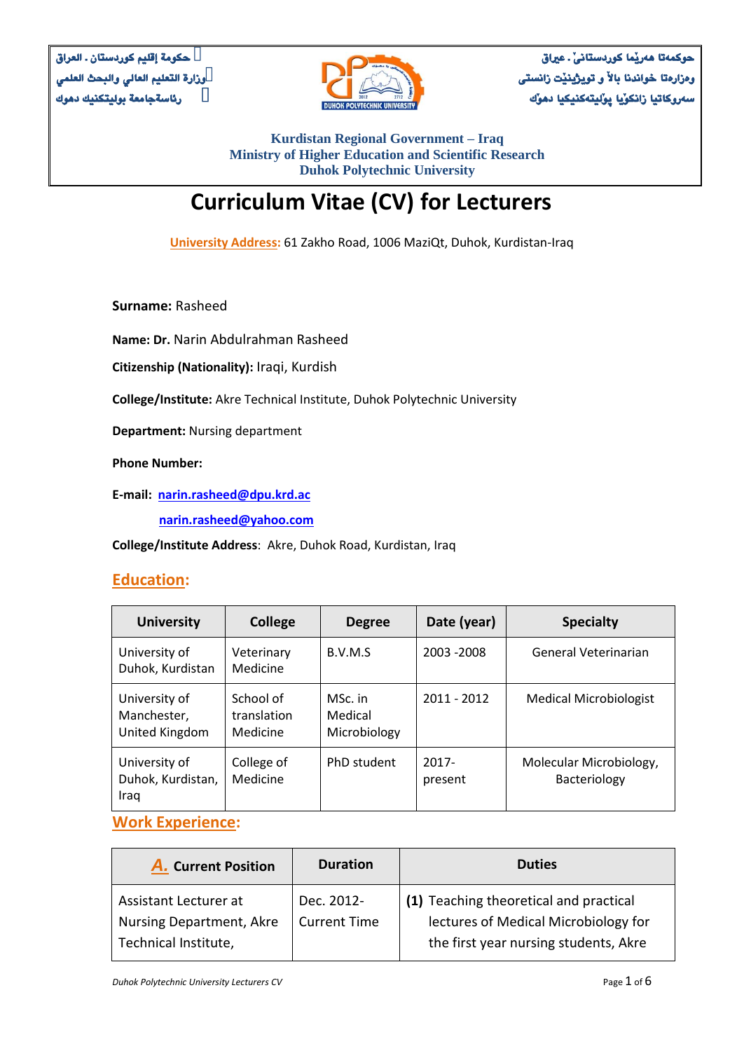حكومة إقليم كوردستان . العراق
وزارة التعليم العالي والبحث العلمي
رئاسةجامعة بوليتكنيك دهوك

حوكمەتا هەرێما كوردستانێ . عیراق
وەزارەتا خواندنا بالآ و توێژینێت زانستی
سەروكاتیا زانكۆیا پۆلیتەكنیكیا دهۆك

**Kurdistan Regional Government – Iraq**
**Ministry of Higher Education and Scientific Research**
**Duhok Polytechnic University**

# Curriculum Vitae (CV) for Lecturers

University Address: 61 Zakho Road, 1006 MaziQt, Duhok, Kurdistan-Iraq

**Surname:** Rasheed

**Name: Dr.** Narin Abdulrahman Rasheed

**Citizenship (Nationality):** Iraqi, Kurdish

**College/Institute:** Akre Technical Institute, Duhok Polytechnic University

**Department:** Nursing department

**Phone Number:**

**E-mail:** narin.rasheed@dpu.krd.ac

narin.rasheed@yahoo.com

**College/Institute Address**: Akre, Duhok Road, Kurdistan, Iraq

## Education:

| University | College | Degree | Date (year) | Specialty |
|---|---|---|---|---|
| University of Duhok, Kurdistan | Veterinary Medicine | B.V.M.S | 2003 -2008 | General Veterinarian |
| University of Manchester, United Kingdom | School of translation Medicine | MSc. in Medical Microbiology | 2011 - 2012 | Medical Microbiologist |
| University of Duhok, Kurdistan, Iraq | College of Medicine | PhD student | 2017-present | Molecular Microbiology, Bacteriology |

## Work Experience:

| A. Current Position | Duration | Duties |
|---|---|---|
| Assistant Lecturer at Nursing Department, Akre Technical Institute, | Dec. 2012- Current Time | (1) Teaching theoretical and practical lectures of Medical Microbiology for the first year nursing students, Akre |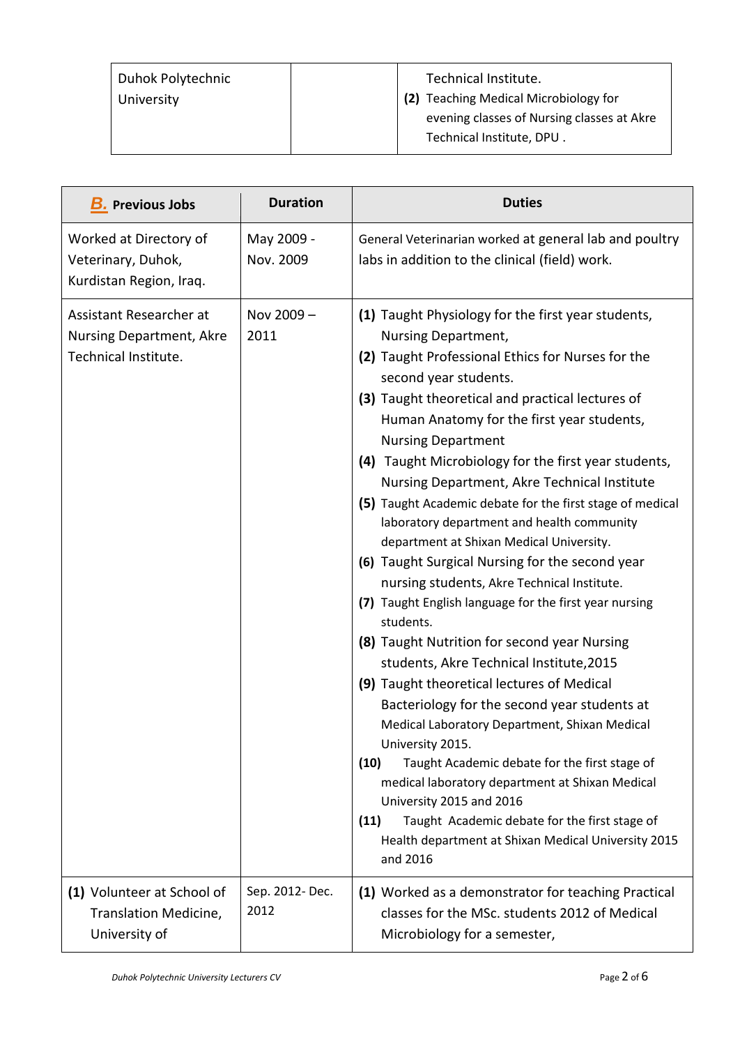| Duhok Polytechnic University | | Technical Institute. (2) Teaching Medical Microbiology for evening classes of Nursing classes at Akre Technical Institute, DPU . |
|---|---|---|

| ***B.*** **Previous Jobs** | **Duration** | **Duties** |
|---|---|---|
| Worked at Directory of Veterinary, Duhok, Kurdistan Region, Iraq. | May 2009 - Nov. 2009 | General Veterinarian worked at general lab and poultry labs in addition to the clinical (field) work. |
| Assistant Researcher at Nursing Department, Akre Technical Institute. | Nov 2009 – 2011 | **(1)** Taught Physiology for the first year students, Nursing Department, **(2)** Taught Professional Ethics for Nurses for the second year students. **(3)** Taught theoretical and practical lectures of Human Anatomy for the first year students, Nursing Department **(4)** Taught Microbiology for the first year students, Nursing Department, Akre Technical Institute **(5)** Taught Academic debate for the first stage of medical laboratory department and health community department at Shixan Medical University. **(6)** Taught Surgical Nursing for the second year nursing students, Akre Technical Institute. **(7)** Taught English language for the first year nursing students. **(8)** Taught Nutrition for second year Nursing students, Akre Technical Institute,2015 **(9)** Taught theoretical lectures of Medical Bacteriology for the second year students at Medical Laboratory Department, Shixan Medical University 2015. **(10)** Taught Academic debate for the first stage of medical laboratory department at Shixan Medical University 2015 and 2016 **(11)** Taught Academic debate for the first stage of Health department at Shixan Medical University 2015 and 2016 |
| **(1)** Volunteer at School of Translation Medicine, University of | Sep. 2012- Dec. 2012 | **(1)** Worked as a demonstrator for teaching Practical classes for the MSc. students 2012 of Medical Microbiology for a semester, |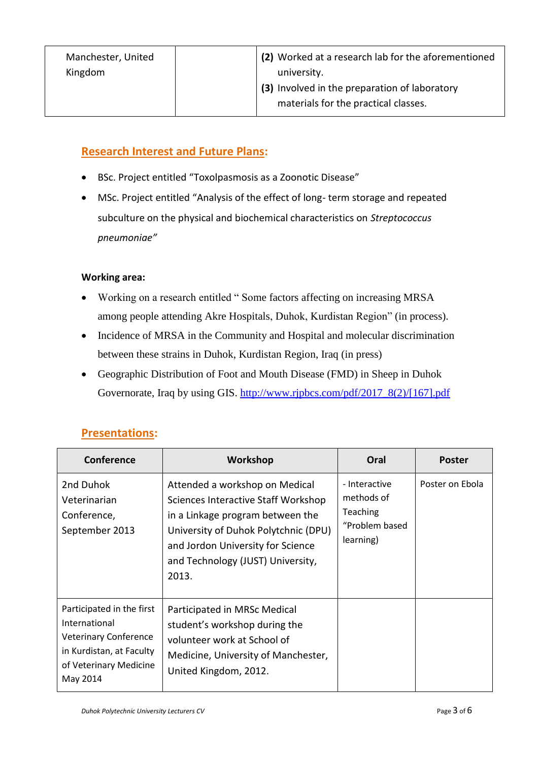| Manchester, United Kingdom | | **(2)** Worked at a research lab for the aforementioned university. **(3)** Involved in the preparation of laboratory materials for the practical classes. |
|---|---|---|

## Research Interest and Future Plans:

- BSc. Project entitled "Toxolpasmosis as a Zoonotic Disease"
- MSc. Project entitled "Analysis of the effect of long- term storage and repeated subculture on the physical and biochemical characteristics on *Streptococcus pneumoniae"*

**Working area:**

- Working on a research entitled " Some factors affecting on increasing MRSA among people attending Akre Hospitals, Duhok, Kurdistan Region" (in process).
- Incidence of MRSA in the Community and Hospital and molecular discrimination between these strains in Duhok, Kurdistan Region, Iraq (in press)
- Geographic Distribution of Foot and Mouth Disease (FMD) in Sheep in Duhok Governorate, Iraq by using GIS. http://www.rjpbcs.com/pdf/2017_8(2)/[167].pdf

## Presentations:

| Conference | Workshop | Oral | Poster |
|---|---|---|---|
| 2nd Duhok Veterinarian Conference, September 2013 | Attended a workshop on Medical Sciences Interactive Staff Workshop in a Linkage program between the University of Duhok Polytchnic (DPU) and Jordon University for Science and Technology (JUST) University, 2013. | - Interactive methods of Teaching "Problem based learning) | Poster on Ebola |
| Participated in the first International Veterinary Conference in Kurdistan, at Faculty of Veterinary Medicine May 2014 | Participated in MRSc Medical student's workshop during the volunteer work at School of Medicine, University of Manchester, United Kingdom, 2012. | | |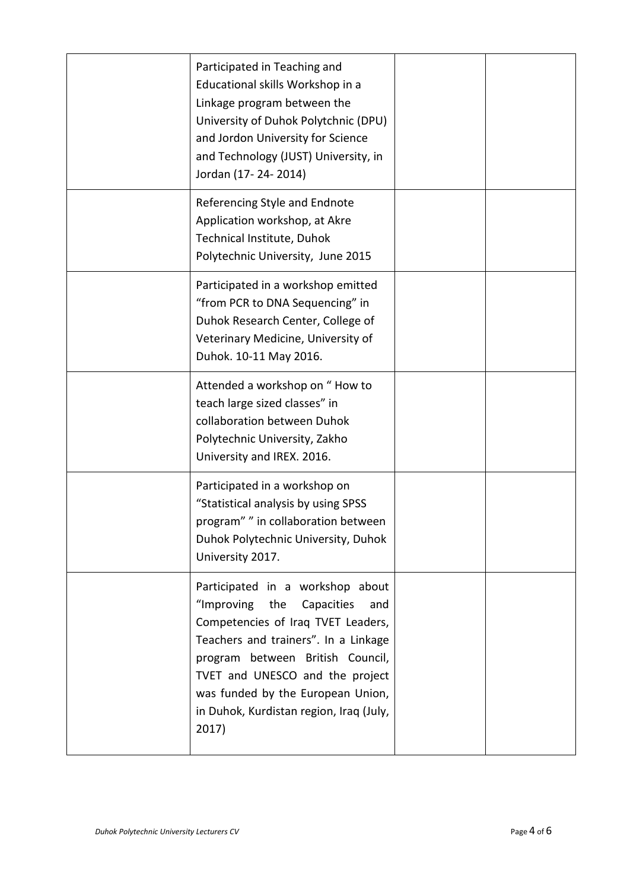|  |  |  |  |
|---|---|---|---|
|  | Participated in Teaching and Educational skills Workshop in a Linkage program between the University of Duhok Polytechnic (DPU) and Jordon University for Science and Technology (JUST) University, in Jordan (17- 24- 2014) |  |  |
|  | Referencing Style and Endnote Application workshop, at Akre Technical Institute, Duhok Polytechnic University, June 2015 |  |  |
|  | Participated in a workshop emitted "from PCR to DNA Sequencing" in Duhok Research Center, College of Veterinary Medicine, University of Duhok. 10-11 May 2016. |  |  |
|  | Attended a workshop on " How to teach large sized classes" in collaboration between Duhok Polytechnic University, Zakho University and IREX. 2016. |  |  |
|  | Participated in a workshop on "Statistical analysis by using SPSS program" " in collaboration between Duhok Polytechnic University, Duhok University 2017. |  |  |
|  | Participated in a workshop about "Improving the Capacities and Competencies of Iraq TVET Leaders, Teachers and trainers". In a Linkage program between British Council, TVET and UNESCO and the project was funded by the European Union, in Duhok, Kurdistan region, Iraq (July, 2017) |  |  |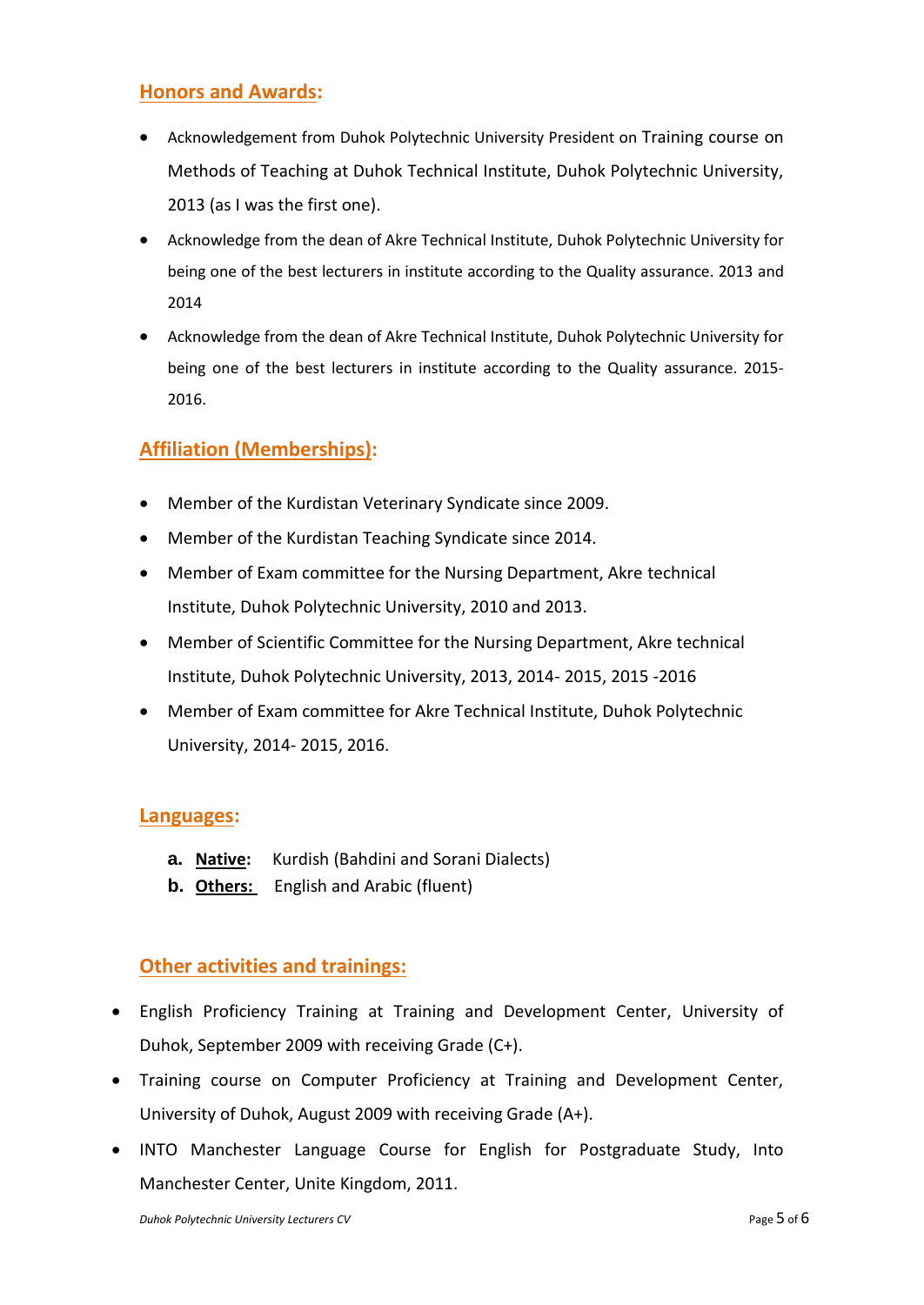## Honors and Awards:

- Acknowledgement from Duhok Polytechnic University President on Training course on Methods of Teaching at Duhok Technical Institute, Duhok Polytechnic University, 2013 (as I was the first one).
- Acknowledge from the dean of Akre Technical Institute, Duhok Polytechnic University for being one of the best lecturers in institute according to the Quality assurance. 2013 and 2014
- Acknowledge from the dean of Akre Technical Institute, Duhok Polytechnic University for being one of the best lecturers in institute according to the Quality assurance. 2015-2016.

## Affiliation (Memberships):

- Member of the Kurdistan Veterinary Syndicate since 2009.
- Member of the Kurdistan Teaching Syndicate since 2014.
- Member of Exam committee for the Nursing Department, Akre technical Institute, Duhok Polytechnic University, 2010 and 2013.
- Member of Scientific Committee for the Nursing Department, Akre technical Institute, Duhok Polytechnic University, 2013, 2014- 2015, 2015 -2016
- Member of Exam committee for Akre Technical Institute, Duhok Polytechnic University, 2014- 2015, 2016.

## Languages:

a. **Native:** Kurdish (Bahdini and Sorani Dialects)
b. **Others:** English and Arabic (fluent)

## Other activities and trainings:

- English Proficiency Training at Training and Development Center, University of Duhok, September 2009 with receiving Grade (C+).
- Training course on Computer Proficiency at Training and Development Center, University of Duhok, August 2009 with receiving Grade (A+).
- INTO Manchester Language Course for English for Postgraduate Study, Into Manchester Center, Unite Kingdom, 2011.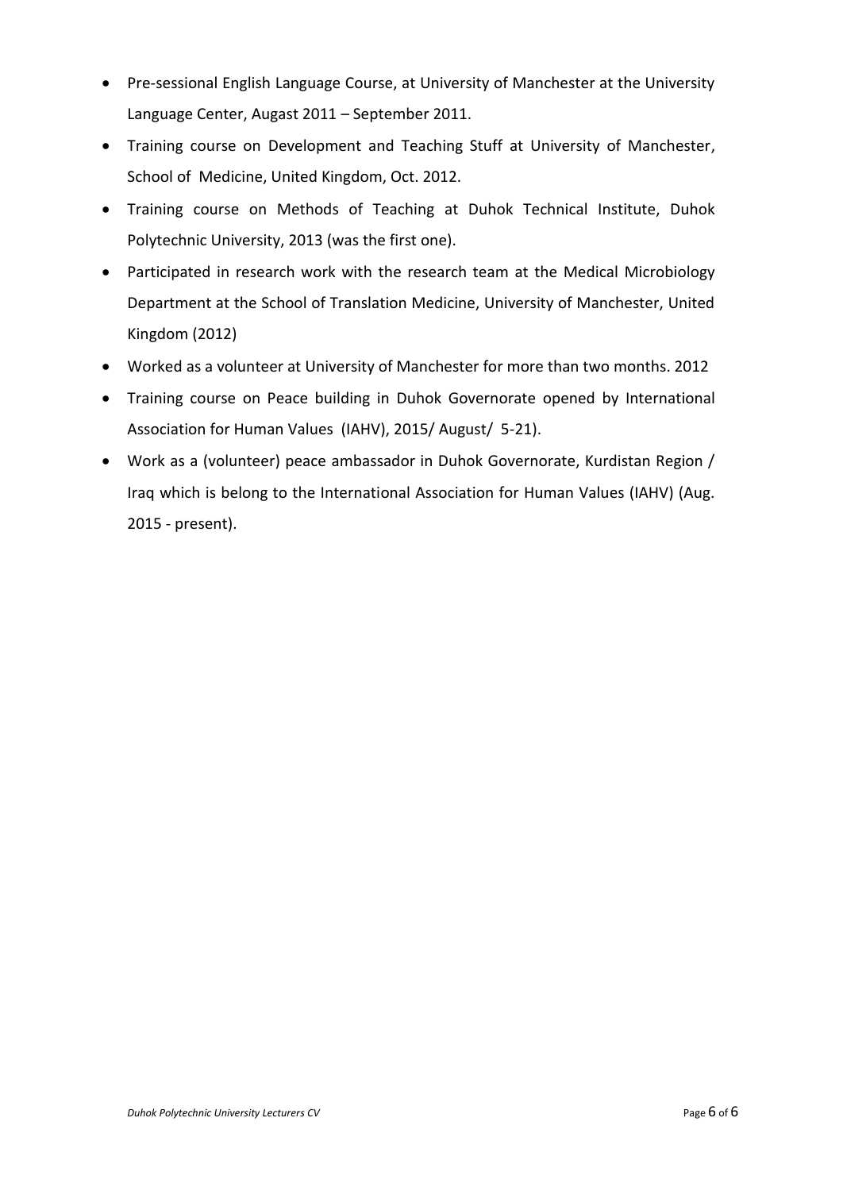- Pre-sessional English Language Course, at University of Manchester at the University Language Center, Augast 2011 – September 2011.
- Training course on Development and Teaching Stuff at University of Manchester, School of Medicine, United Kingdom, Oct. 2012.
- Training course on Methods of Teaching at Duhok Technical Institute, Duhok Polytechnic University, 2013 (was the first one).
- Participated in research work with the research team at the Medical Microbiology Department at the School of Translation Medicine, University of Manchester, United Kingdom (2012)
- Worked as a volunteer at University of Manchester for more than two months. 2012
- Training course on Peace building in Duhok Governorate opened by International Association for Human Values (IAHV), 2015/ August/ 5-21).
- Work as a (volunteer) peace ambassador in Duhok Governorate, Kurdistan Region / Iraq which is belong to the International Association for Human Values (IAHV) (Aug. 2015 - present).